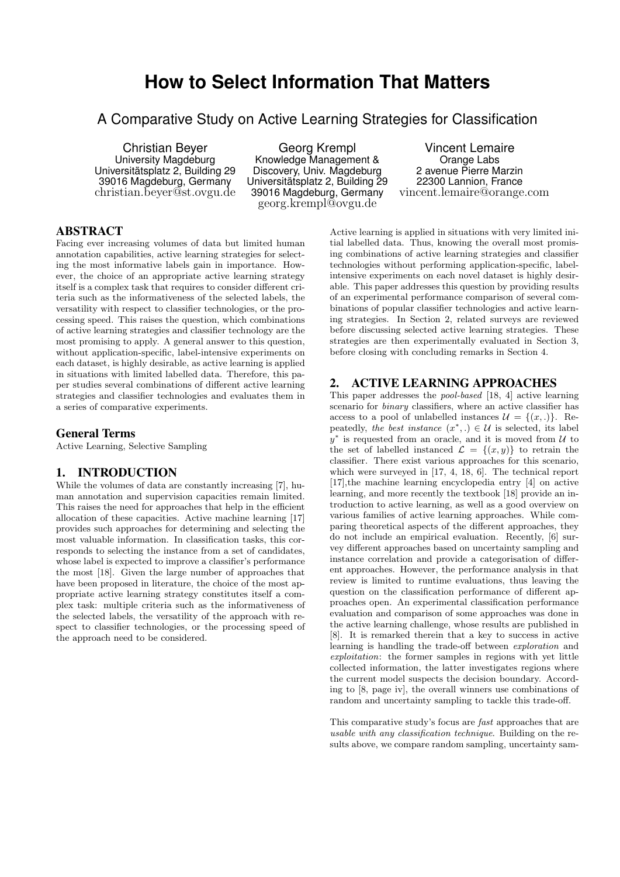# How to Select Information That Matters

## A Comparative Study on Active Learning Strategies for Classification

Christian Beyer
University Magdeburg
Universitätsplatz 2, Building 29
39016 Magdeburg, Germany
christian.beyer@st.ovgu.de

Georg Krempl
Knowledge Management & Discovery, Univ. Magdeburg
Universitätsplatz 2, Building 29
39016 Magdeburg, Germany
georg.krempl@ovgu.de

Vincent Lemaire
Orange Labs
2 avenue Pierre Marzin
22300 Lannion, France
vincent.lemaire@orange.com

## ABSTRACT

Facing ever increasing volumes of data but limited human annotation capabilities, active learning strategies for selecting the most informative labels gain in importance. However, the choice of an appropriate active learning strategy itself is a complex task that requires to consider different criteria such as the informativeness of the selected labels, the versatility with respect to classifier technologies, or the processing speed. This raises the question, which combinations of active learning strategies and classifier technology are the most promising to apply. A general answer to this question, without application-specific, label-intensive experiments on each dataset, is highly desirable, as active learning is applied in situations with limited labelled data. Therefore, this paper studies several combinations of different active learning strategies and classifier technologies and evaluates them in a series of comparative experiments.

### General Terms

Active Learning, Selective Sampling

## 1. INTRODUCTION

While the volumes of data are constantly increasing [7], human annotation and supervision capacities remain limited. This raises the need for approaches that help in the efficient allocation of these capacities. Active machine learning [17] provides such approaches for determining and selecting the most valuable information. In classification tasks, this corresponds to selecting the instance from a set of candidates, whose label is expected to improve a classifier's performance the most [18]. Given the large number of approaches that have been proposed in literature, the choice of the most appropriate active learning strategy constitutes itself a complex task: multiple criteria such as the informativeness of the selected labels, the versatility of the approach with respect to classifier technologies, or the processing speed of the approach need to be considered.

Active learning is applied in situations with very limited initial labelled data. Thus, knowing the overall most promising combinations of active learning strategies and classifier technologies without performing application-specific, label-intensive experiments on each novel dataset is highly desirable. This paper addresses this question by providing results of an experimental performance comparison of several combinations of popular classifier technologies and active learning strategies. In Section 2, related surveys are reviewed before discussing selected active learning strategies. These strategies are then experimentally evaluated in Section 3, before closing with concluding remarks in Section 4.

## 2. ACTIVE LEARNING APPROACHES

This paper addresses the *pool-based* [18, 4] active learning scenario for *binary* classifiers, where an active classifier has access to a pool of unlabelled instances $\mathcal{U} = \{(x, .)\}$. Repeatedly, *the best instance* $(x^*, .) \in \mathcal{U}$ is selected, its label $y^*$ is requested from an oracle, and it is moved from $\mathcal{U}$ to the set of labelled instanced $\mathcal{L} = \{(x, y)\}$ to retrain the classifier. There exist various approaches for this scenario, which were surveyed in [17, 4, 18, 6]. The technical report [17],the machine learning encyclopedia entry [4] on active learning, and more recently the textbook [18] provide an introduction to active learning, as well as a good overview on various families of active learning approaches. While comparing theoretical aspects of the different approaches, they do not include an empirical evaluation. Recently, [6] survey different approaches based on uncertainty sampling and instance correlation and provide a categorisation of different approaches. However, the performance analysis in that review is limited to runtime evaluations, thus leaving the question on the classification performance of different approaches open. An experimental classification performance evaluation and comparison of some approaches was done in the active learning challenge, whose results are published in [8]. It is remarked therein that a key to success in active learning is handling the trade-off between *exploration* and *exploitation*: the former samples in regions with yet little collected information, the latter investigates regions where the current model suspects the decision boundary. According to [8, page iv], the overall winners use combinations of random and uncertainty sampling to tackle this trade-off.

This comparative study's focus are *fast* approaches that are *usable with any classification technique*. Building on the results above, we compare random sampling, uncertainty sam-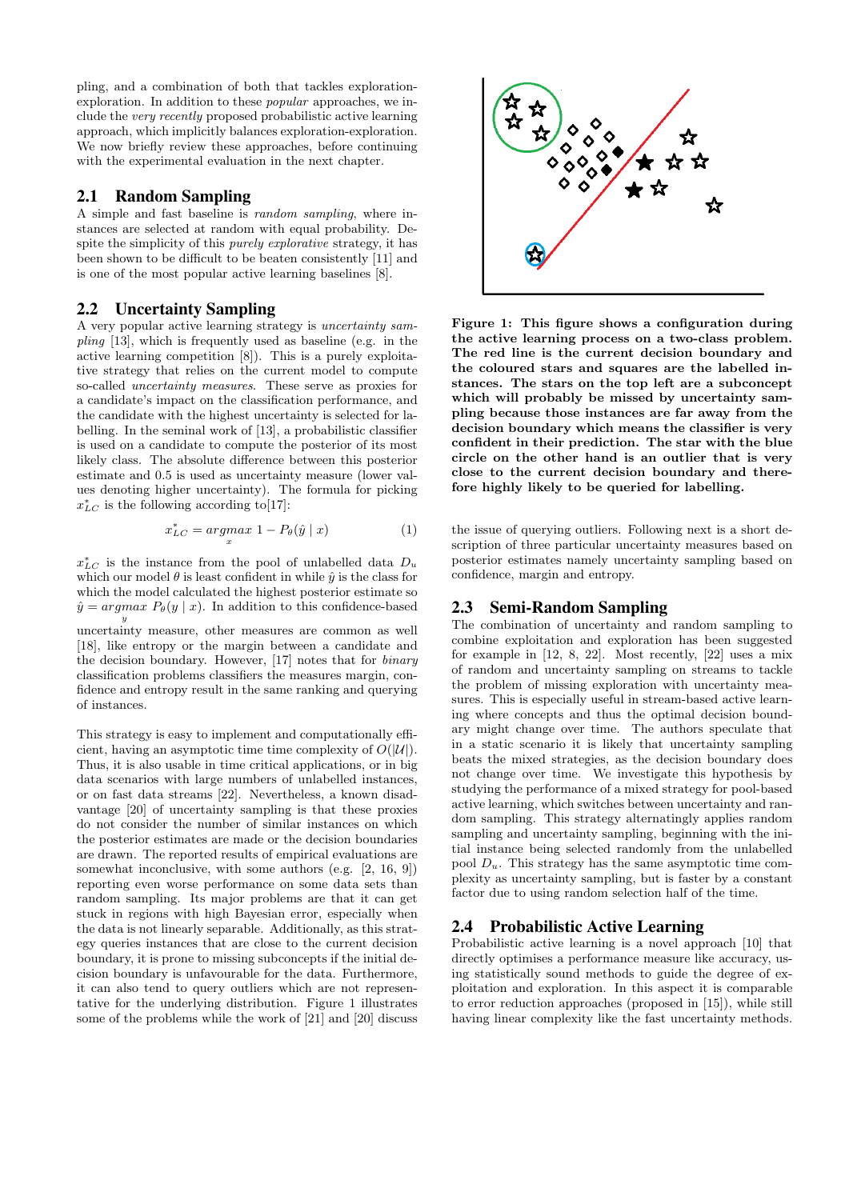pling, and a combination of both that tackles exploration-exploration. In addition to these *popular* approaches, we include the *very recently* proposed probabilistic active learning approach, which implicitly balances exploration-exploration. We now briefly review these approaches, before continuing with the experimental evaluation in the next chapter.

## 2.1 Random Sampling

A simple and fast baseline is *random sampling*, where instances are selected at random with equal probability. Despite the simplicity of this *purely explorative* strategy, it has been shown to be difficult to be beaten consistently [11] and is one of the most popular active learning baselines [8].

## 2.2 Uncertainty Sampling

A very popular active learning strategy is *uncertainty sampling* [13], which is frequently used as baseline (e.g. in the active learning competition [8]). This is a purely exploitative strategy that relies on the current model to compute so-called *uncertainty measures*. These serve as proxies for a candidate's impact on the classification performance, and the candidate with the highest uncertainty is selected for labelling. In the seminal work of [13], a probabilistic classifier is used on a candidate to compute the posterior of its most likely class. The absolute difference between this posterior estimate and 0.5 is used as uncertainty measure (lower values denoting higher uncertainty). The formula for picking $x^*_{LC}$ is the following according to[17]:

$$x^*_{LC} = \underset{x}{argmax}\ 1 - P_\theta(\hat{y} \mid x) \qquad (1)$$

$x^*_{LC}$ is the instance from the pool of unlabelled data $D_u$ which our model $\theta$ is least confident in while $\hat{y}$ is the class for which the model calculated the highest posterior estimate so $\hat{y} = \underset{y}{argmax}\ P_\theta(y \mid x)$. In addition to this confidence-based uncertainty measure, other measures are common as well [18], like entropy or the margin between a candidate and the decision boundary. However, [17] notes that for *binary* classification problems classifiers the measures margin, confidence and entropy result in the same ranking and querying of instances.

This strategy is easy to implement and computationally efficient, having an asymptotic time time complexity of $O(|\mathcal{U}|)$. Thus, it is also usable in time critical applications, or in big data scenarios with large numbers of unlabelled instances, or on fast data streams [22]. Nevertheless, a known disadvantage [20] of uncertainty sampling is that these proxies do not consider the number of similar instances on which the posterior estimates are made or the decision boundaries are drawn. The reported results of empirical evaluations are somewhat inconclusive, with some authors (e.g. [2, 16, 9]) reporting even worse performance on some data sets than random sampling. Its major problems are that it can get stuck in regions with high Bayesian error, especially when the data is not linearly separable. Additionally, as this strategy queries instances that are close to the current decision boundary, it is prone to missing subconcepts if the initial decision boundary is unfavourable for the data. Furthermore, it can also tend to query outliers which are not representative for the underlying distribution. Figure 1 illustrates some of the problems while the work of [21] and [20] discuss the issue of querying outliers. Following next is a short description of three particular uncertainty measures based on posterior estimates namely uncertainty sampling based on confidence, margin and entropy.

**Figure 1: This figure shows a configuration during the active learning process on a two-class problem. The red line is the current decision boundary and the coloured stars and squares are the labelled instances. The stars on the top left are a subconcept which will probably be missed by uncertainty sampling because those instances are far away from the decision boundary which means the classifier is very confident in their prediction. The star with the blue circle on the other hand is an outlier that is very close to the current decision boundary and therefore highly likely to be queried for labelling.**

## 2.3 Semi-Random Sampling

The combination of uncertainty and random sampling to combine exploitation and exploration has been suggested for example in [12, 8, 22]. Most recently, [22] uses a mix of random and uncertainty sampling on streams to tackle the problem of missing exploration with uncertainty measures. This is especially useful in stream-based active learning where concepts and thus the optimal decision boundary might change over time. The authors speculate that in a static scenario it is likely that uncertainty sampling beats the mixed strategies, as the decision boundary does not change over time. We investigate this hypothesis by studying the performance of a mixed strategy for pool-based active learning, which switches between uncertainty and random sampling. This strategy alternatingly applies random sampling and uncertainty sampling, beginning with the initial instance being selected randomly from the unlabelled pool $D_u$. This strategy has the same asymptotic time complexity as uncertainty sampling, but is faster by a constant factor due to using random selection half of the time.

## 2.4 Probabilistic Active Learning

Probabilistic active learning is a novel approach [10] that directly optimises a performance measure like accuracy, using statistically sound methods to guide the degree of exploitation and exploration. In this aspect it is comparable to error reduction approaches (proposed in [15]), while still having linear complexity like the fast uncertainty methods.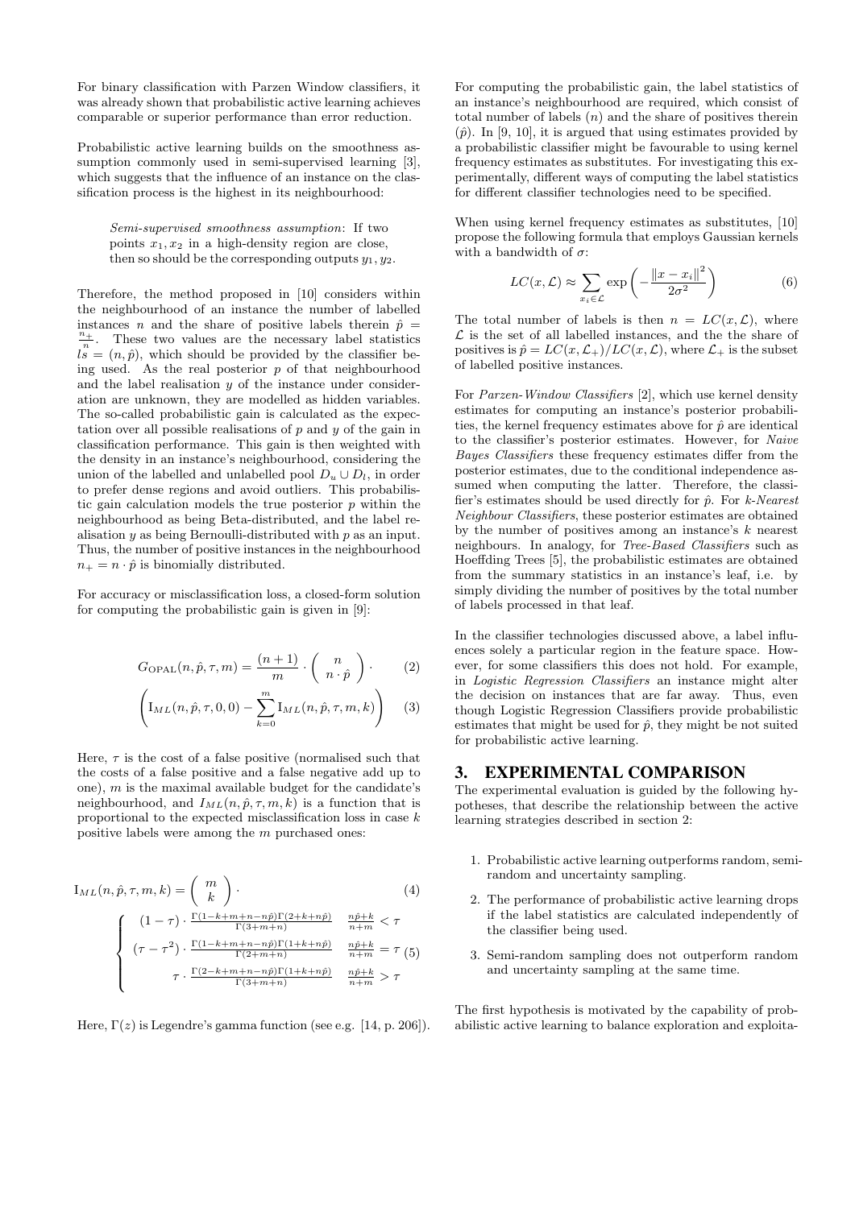For binary classification with Parzen Window classifiers, it was already shown that probabilistic active learning achieves comparable or superior performance than error reduction.

Probabilistic active learning builds on the smoothness assumption commonly used in semi-supervised learning [3], which suggests that the influence of an instance on the classification process is the highest in its neighbourhood:

> *Semi-supervised smoothness assumption*: If two points $x_1, x_2$ in a high-density region are close, then so should be the corresponding outputs $y_1, y_2$.

Therefore, the method proposed in [10] considers within the neighbourhood of an instance the number of labelled instances $n$ and the share of positive labels therein $\hat{p} = \frac{n_+}{n}$. These two values are the necessary label statistics $\vec{ls} = (n, \hat{p})$, which should be provided by the classifier being used. As the real posterior $p$ of that neighbourhood and the label realisation $y$ of the instance under consideration are unknown, they are modelled as hidden variables. The so-called probabilistic gain is calculated as the expectation over all possible realisations of $p$ and $y$ of the gain in classification performance. This gain is then weighted with the density in an instance's neighbourhood, considering the union of the labelled and unlabelled pool $D_u \cup D_l$, in order to prefer dense regions and avoid outliers. This probabilistic gain calculation models the true posterior $p$ within the neighbourhood as being Beta-distributed, and the label realisation $y$ as being Bernoulli-distributed with $p$ as an input. Thus, the number of positive instances in the neighbourhood $n_+ = n \cdot \hat{p}$ is binomially distributed.

For accuracy or misclassification loss, a closed-form solution for computing the probabilistic gain is given in [9]:

$$G_{\text{OPAL}}(n, \hat{p}, \tau, m) = \frac{(n+1)}{m} \cdot \binom{n}{n \cdot \hat{p}} \cdot \tag{2}$$

$$\left( \mathrm{I}_{ML}(n, \hat{p}, \tau, 0, 0) - \sum_{k=0}^{m} \mathrm{I}_{ML}(n, \hat{p}, \tau, m, k) \right) \tag{3}$$

Here, $\tau$ is the cost of a false positive (normalised such that the costs of a false positive and a false negative add up to one), $m$ is the maximal available budget for the candidate's neighbourhood, and $I_{ML}(n, \hat{p}, \tau, m, k)$ is a function that is proportional to the expected misclassification loss in case $k$ positive labels were among the $m$ purchased ones:

$$\mathrm{I}_{ML}(n, \hat{p}, \tau, m, k) = \binom{m}{k} \cdot \tag{4}$$

$$\begin{cases} (1-\tau) \cdot \frac{\Gamma(1-k+m+n-n\hat{p})\Gamma(2+k+n\hat{p})}{\Gamma(3+m+n)} & \frac{n\hat{p}+k}{n+m} < \tau \\ (\tau - \tau^2) \cdot \frac{\Gamma(1-k+m+n-n\hat{p})\Gamma(1+k+n\hat{p})}{\Gamma(2+m+n)} & \frac{n\hat{p}+k}{n+m} = \tau \\ \tau \cdot \frac{\Gamma(2-k+m+n-n\hat{p})\Gamma(1+k+n\hat{p})}{\Gamma(3+m+n)} & \frac{n\hat{p}+k}{n+m} > \tau \end{cases} \tag{5}$$

Here, $\Gamma(z)$ is Legendre's gamma function (see e.g. [14, p. 206]).

For computing the probabilistic gain, the label statistics of an instance's neighbourhood are required, which consist of total number of labels ($n$) and the share of positives therein ($\hat{p}$). In [9, 10], it is argued that using estimates provided by a probabilistic classifier might be favourable to using kernel frequency estimates as substitutes. For investigating this experimentally, different ways of computing the label statistics for different classifier technologies need to be specified.

When using kernel frequency estimates as substitutes, [10] propose the following formula that employs Gaussian kernels with a bandwidth of $\sigma$:

$$LC(x, \mathcal{L}) \approx \sum_{x_i \in \mathcal{L}} \exp\left( -\frac{\|x - x_i\|^2}{2\sigma^2} \right) \tag{6}$$

The total number of labels is then $n = LC(x, \mathcal{L})$, where $\mathcal{L}$ is the set of all labelled instances, and the the share of positives is $\hat{p} = LC(x, \mathcal{L}_+)/LC(x, \mathcal{L})$, where $\mathcal{L}_+$ is the subset of labelled positive instances.

For *Parzen-Window Classifiers* [2], which use kernel density estimates for computing an instance's posterior probabilities, the kernel frequency estimates above for $\hat{p}$ are identical to the classifier's posterior estimates. However, for *Naive Bayes Classifiers* these frequency estimates differ from the posterior estimates, due to the conditional independence assumed when computing the latter. Therefore, the classifier's estimates should be used directly for $\hat{p}$. For *k-Nearest Neighbour Classifiers*, these posterior estimates are obtained by the number of positives among an instance's $k$ nearest neighbours. In analogy, for *Tree-Based Classifiers* such as Hoeffding Trees [5], the probabilistic estimates are obtained from the summary statistics in an instance's leaf, i.e. by simply dividing the number of positives by the total number of labels processed in that leaf.

In the classifier technologies discussed above, a label influences solely a particular region in the feature space. However, for some classifiers this does not hold. For example, in *Logistic Regression Classifiers* an instance might alter the decision on instances that are far away. Thus, even though Logistic Regression Classifiers provide probabilistic estimates that might be used for $\hat{p}$, they might be not suited for probabilistic active learning.

## 3. EXPERIMENTAL COMPARISON

The experimental evaluation is guided by the following hypotheses, that describe the relationship between the active learning strategies described in section 2:

1. Probabilistic active learning outperforms random, semi-random and uncertainty sampling.
2. The performance of probabilistic active learning drops if the label statistics are calculated independently of the classifier being used.
3. Semi-random sampling does not outperform random and uncertainty sampling at the same time.

The first hypothesis is motivated by the capability of probabilistic active learning to balance exploration and exploita-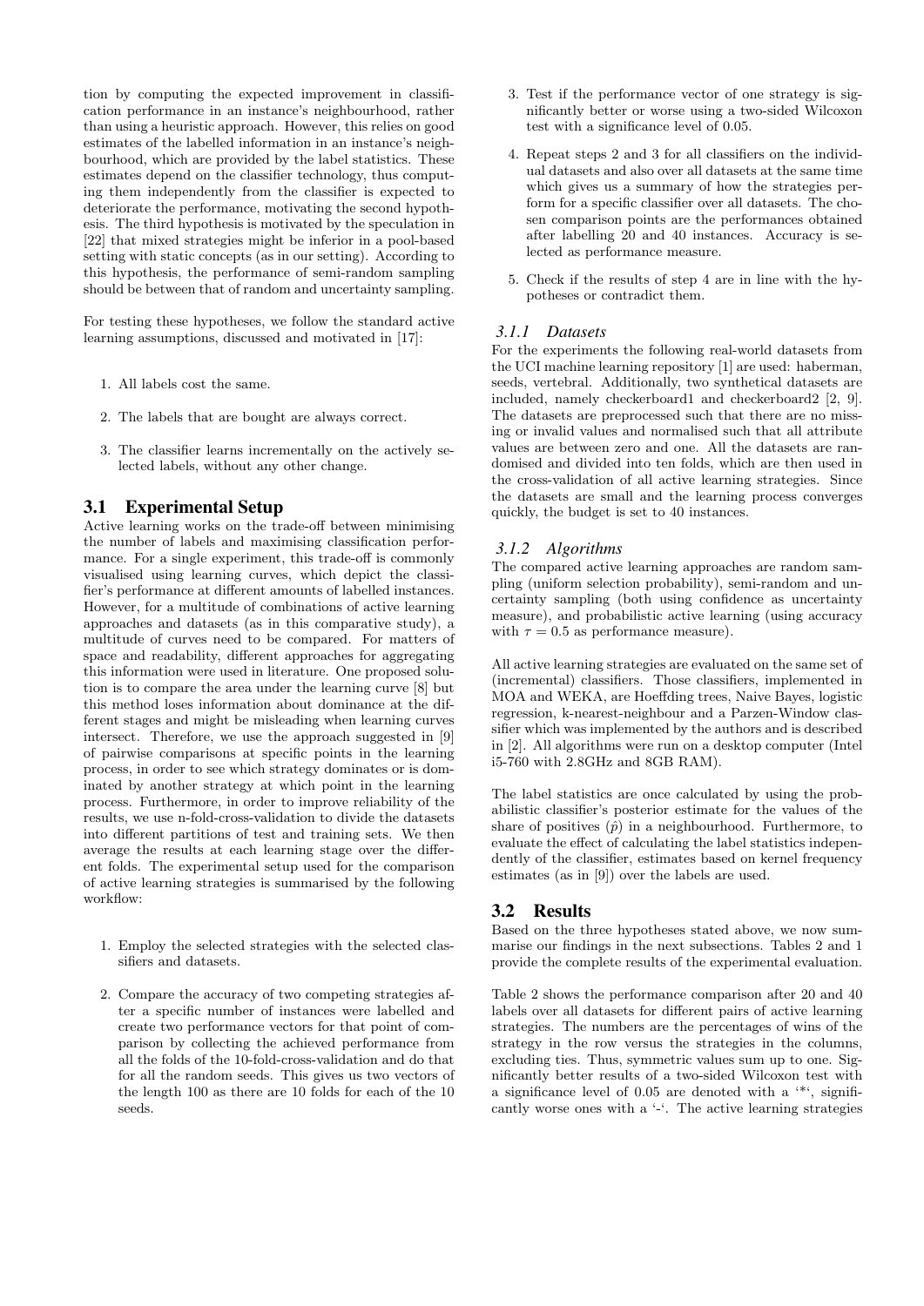tion by computing the expected improvement in classification performance in an instance's neighbourhood, rather than using a heuristic approach. However, this relies on good estimates of the labelled information in an instance's neighbourhood, which are provided by the label statistics. These estimates depend on the classifier technology, thus computing them independently from the classifier is expected to deteriorate the performance, motivating the second hypothesis. The third hypothesis is motivated by the speculation in [22] that mixed strategies might be inferior in a pool-based setting with static concepts (as in our setting). According to this hypothesis, the performance of semi-random sampling should be between that of random and uncertainty sampling.

For testing these hypotheses, we follow the standard active learning assumptions, discussed and motivated in [17]:

1. All labels cost the same.
2. The labels that are bought are always correct.
3. The classifier learns incrementally on the actively selected labels, without any other change.

## 3.1 Experimental Setup

Active learning works on the trade-off between minimising the number of labels and maximising classification performance. For a single experiment, this trade-off is commonly visualised using learning curves, which depict the classifier's performance at different amounts of labelled instances. However, for a multitude of combinations of active learning approaches and datasets (as in this comparative study), a multitude of curves need to be compared. For matters of space and readability, different approaches for aggregating this information were used in literature. One proposed solution is to compare the area under the learning curve [8] but this method loses information about dominance at the different stages and might be misleading when learning curves intersect. Therefore, we use the approach suggested in [9] of pairwise comparisons at specific points in the learning process, in order to see which strategy dominates or is dominated by another strategy at which point in the learning process. Furthermore, in order to improve reliability of the results, we use n-fold-cross-validation to divide the datasets into different partitions of test and training sets. We then average the results at each learning stage over the different folds. The experimental setup used for the comparison of active learning strategies is summarised by the following workflow:

1. Employ the selected strategies with the selected classifiers and datasets.
2. Compare the accuracy of two competing strategies after a specific number of instances were labelled and create two performance vectors for that point of comparison by collecting the achieved performance from all the folds of the 10-fold-cross-validation and do that for all the random seeds. This gives us two vectors of the length 100 as there are 10 folds for each of the 10 seeds.
3. Test if the performance vector of one strategy is significantly better or worse using a two-sided Wilcoxon test with a significance level of 0.05.
4. Repeat steps 2 and 3 for all classifiers on the individual datasets and also over all datasets at the same time which gives us a summary of how the strategies perform for a specific classifier over all datasets. The chosen comparison points are the performances obtained after labelling 20 and 40 instances. Accuracy is selected as performance measure.
5. Check if the results of step 4 are in line with the hypotheses or contradict them.

### 3.1.1 Datasets

For the experiments the following real-world datasets from the UCI machine learning repository [1] are used: haberman, seeds, vertebral. Additionally, two synthetical datasets are included, namely checkerboard1 and checkerboard2 [2, 9]. The datasets are preprocessed such that there are no missing or invalid values and normalised such that all attribute values are between zero and one. All the datasets are randomised and divided into ten folds, which are then used in the cross-validation of all active learning strategies. Since the datasets are small and the learning process converges quickly, the budget is set to 40 instances.

### 3.1.2 Algorithms

The compared active learning approaches are random sampling (uniform selection probability), semi-random and uncertainty sampling (both using confidence as uncertainty measure), and probabilistic active learning (using accuracy with $\tau = 0.5$ as performance measure).

All active learning strategies are evaluated on the same set of (incremental) classifiers. Those classifiers, implemented in MOA and WEKA, are Hoeffding trees, Naive Bayes, logistic regression, k-nearest-neighbour and a Parzen-Window classifier which was implemented by the authors and is described in [2]. All algorithms were run on a desktop computer (Intel i5-760 with 2.8GHz and 8GB RAM).

The label statistics are once calculated by using the probabilistic classifier's posterior estimate for the values of the share of positives ($\hat{p}$) in a neighbourhood. Furthermore, to evaluate the effect of calculating the label statistics independently of the classifier, estimates based on kernel frequency estimates (as in [9]) over the labels are used.

## 3.2 Results

Based on the three hypotheses stated above, we now summarise our findings in the next subsections. Tables 2 and 1 provide the complete results of the experimental evaluation.

Table 2 shows the performance comparison after 20 and 40 labels over all datasets for different pairs of active learning strategies. The numbers are the percentages of wins of the strategy in the row versus the strategies in the columns, excluding ties. Thus, symmetric values sum up to one. Significantly better results of a two-sided Wilcoxon test with a significance level of 0.05 are denoted with a '*', significantly worse ones with a '-'. The active learning strategies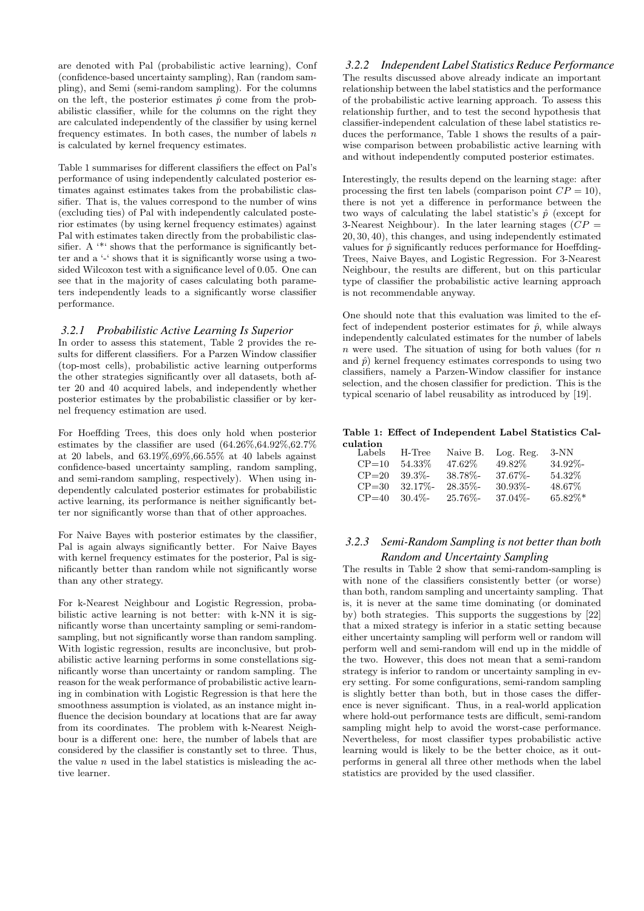are denoted with Pal (probabilistic active learning), Conf (confidence-based uncertainty sampling), Ran (random sampling), and Semi (semi-random sampling). For the columns on the left, the posterior estimates $\hat{p}$ come from the probabilistic classifier, while for the columns on the right they are calculated independently of the classifier by using kernel frequency estimates. In both cases, the number of labels $n$ is calculated by kernel frequency estimates.

Table 1 summarises for different classifiers the effect on Pal's performance of using independently calculated posterior estimates against estimates takes from the probabilistic classifier. That is, the values correspond to the number of wins (excluding ties) of Pal with independently calculated posterior estimates (by using kernel frequency estimates) against Pal with estimates taken directly from the probabilistic classifier. A '*' shows that the performance is significantly better and a '-' shows that it is significantly worse using a two-sided Wilcoxon test with a significance level of 0.05. One can see that in the majority of cases calculating both parameters independently leads to a significantly worse classifier performance.

### 3.2.1 Probabilistic Active Learning Is Superior

In order to assess this statement, Table 2 provides the results for different classifiers. For a Parzen Window classifier (top-most cells), probabilistic active learning outperforms the other strategies significantly over all datasets, both after 20 and 40 acquired labels, and independently whether posterior estimates by the probabilistic classifier or by kernel frequency estimation are used.

For Hoeffding Trees, this does only hold when posterior estimates by the classifier are used (64.26%,64.92%,62.7% at 20 labels, and 63.19%,69%,66.55% at 40 labels against confidence-based uncertainty sampling, random sampling, and semi-random sampling, respectively). When using independently calculated posterior estimates for probabilistic active learning, its performance is neither significantly better nor significantly worse than that of other approaches.

For Naive Bayes with posterior estimates by the classifier, Pal is again always significantly better. For Naive Bayes with kernel frequency estimates for the posterior, Pal is significantly better than random while not significantly worse than any other strategy.

For k-Nearest Neighbour and Logistic Regression, probabilistic active learning is not better: with k-NN it is significantly worse than uncertainty sampling or semi-random-sampling, but not significantly worse than random sampling. With logistic regression, results are inconclusive, but probabilistic active learning performs in some constellations significantly worse than uncertainty or random sampling. The reason for the weak performance of probabilistic active learning in combination with Logistic Regression is that here the smoothness assumption is violated, as an instance might influence the decision boundary at locations that are far away from its coordinates. The problem with k-Nearest Neighbour is a different one: here, the number of labels that are considered by the classifier is constantly set to three. Thus, the value $n$ used in the label statistics is misleading the active learner.

### 3.2.2 Independent Label Statistics Reduce Performance

The results discussed above already indicate an important relationship between the label statistics and the performance of the probabilistic active learning approach. To assess this relationship further, and to test the second hypothesis that classifier-independent calculation of these label statistics reduces the performance, Table 1 shows the results of a pairwise comparison between probabilistic active learning with and without independently computed posterior estimates.

Interestingly, the results depend on the learning stage: after processing the first ten labels (comparison point $CP = 10$), there is not yet a difference in performance between the two ways of calculating the label statistic's $\hat{p}$ (except for 3-Nearest Neighbour). In the later learning stages ($CP = 20, 30, 40$), this changes, and using independently estimated values for $\hat{p}$ significantly reduces performance for Hoeffding-Trees, Naive Bayes, and Logistic Regression. For 3-Nearest Neighbour, the results are different, but on this particular type of classifier the probabilistic active learning approach is not recommendable anyway.

One should note that this evaluation was limited to the effect of independent posterior estimates for $\hat{p}$, while always independently calculated estimates for the number of labels $n$ were used. The situation of using for both values (for $n$ and $\hat{p}$) kernel frequency estimates corresponds to using two classifiers, namely a Parzen-Window classifier for instance selection, and the chosen classifier for prediction. This is the typical scenario of label reusability as introduced by [19].

**Table 1: Effect of Independent Label Statistics Calculation**

| Labels | H-Tree | Naive B. | Log. Reg. | 3-NN |
|---|---|---|---|---|
| CP=10 | 54.33% | 47.62% | 49.82% | 34.92%- |
| CP=20 | 39.3%- | 38.78%- | 37.67%- | 54.32% |
| CP=30 | 32.17%- | 28.35%- | 30.93%- | 48.67% |
| CP=40 | 30.4%- | 25.76%- | 37.04%- | 65.82%* |

### 3.2.3 Semi-Random Sampling is not better than both Random and Uncertainty Sampling

The results in Table 2 show that semi-random-sampling is with none of the classifiers consistently better (or worse) than both, random sampling and uncertainty sampling. That is, it is never at the same time dominating (or dominated by) both strategies. This supports the suggestions by [22] that a mixed strategy is inferior in a static setting because either uncertainty sampling will perform well or random will perform well and semi-random will end up in the middle of the two. However, this does not mean that a semi-random strategy is inferior to random or uncertainty sampling in every setting. For some configurations, semi-random sampling is slightly better than both, but in those cases the difference is never significant. Thus, in a real-world application where hold-out performance tests are difficult, semi-random sampling might help to avoid the worst-case performance. Nevertheless, for most classifier types probabilistic active learning would is likely to be the better choice, as it outperforms in general all three other methods when the label statistics are provided by the used classifier.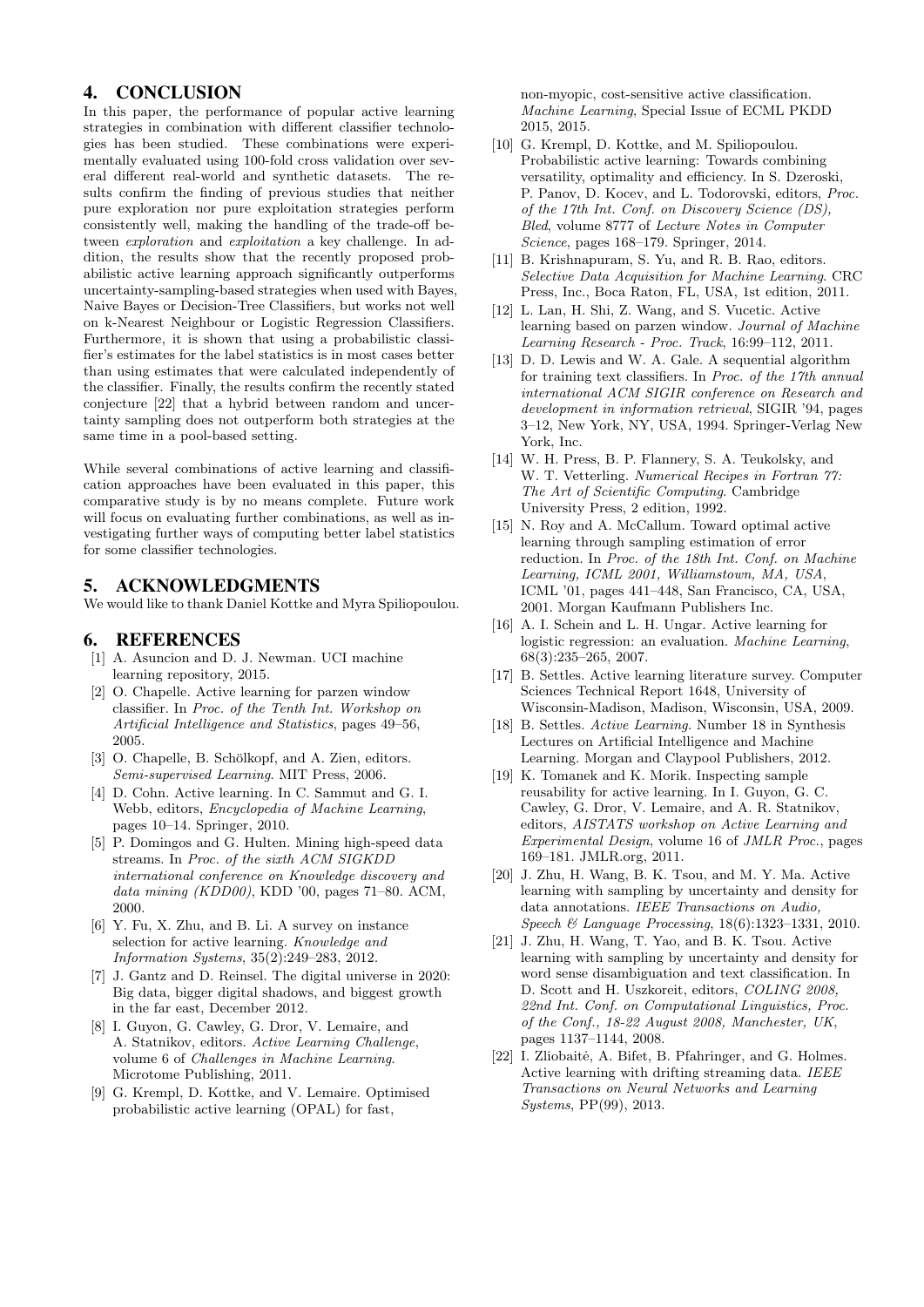## 4. CONCLUSION

In this paper, the performance of popular active learning strategies in combination with different classifier technologies has been studied. These combinations were experimentally evaluated using 100-fold cross validation over several different real-world and synthetic datasets. The results confirm the finding of previous studies that neither pure exploration nor pure exploitation strategies perform consistently well, making the handling of the trade-off between *exploration* and *exploitation* a key challenge. In addition, the results show that the recently proposed probabilistic active learning approach significantly outperforms uncertainty-sampling-based strategies when used with Bayes, Naive Bayes or Decision-Tree Classifiers, but works not well on k-Nearest Neighbour or Logistic Regression Classifiers. Furthermore, it is shown that using a probabilistic classifier's estimates for the label statistics is in most cases better than using estimates that were calculated independently of the classifier. Finally, the results confirm the recently stated conjecture [22] that a hybrid between random and uncertainty sampling does not outperform both strategies at the same time in a pool-based setting.

While several combinations of active learning and classification approaches have been evaluated in this paper, this comparative study is by no means complete. Future work will focus on evaluating further combinations, as well as investigating further ways of computing better label statistics for some classifier technologies.

## 5. ACKNOWLEDGMENTS

We would like to thank Daniel Kottke and Myra Spiliopoulou.

## 6. REFERENCES

[1] A. Asuncion and D. J. Newman. UCI machine learning repository, 2015.

[2] O. Chapelle. Active learning for parzen window classifier. In *Proc. of the Tenth Int. Workshop on Artificial Intelligence and Statistics*, pages 49–56, 2005.

[3] O. Chapelle, B. Schölkopf, and A. Zien, editors. *Semi-supervised Learning*. MIT Press, 2006.

[4] D. Cohn. Active learning. In C. Sammut and G. I. Webb, editors, *Encyclopedia of Machine Learning*, pages 10–14. Springer, 2010.

[5] P. Domingos and G. Hulten. Mining high-speed data streams. In *Proc. of the sixth ACM SIGKDD international conference on Knowledge discovery and data mining (KDD00)*, KDD '00, pages 71–80. ACM, 2000.

[6] Y. Fu, X. Zhu, and B. Li. A survey on instance selection for active learning. *Knowledge and Information Systems*, 35(2):249–283, 2012.

[7] J. Gantz and D. Reinsel. The digital universe in 2020: Big data, bigger digital shadows, and biggest growth in the far east, December 2012.

[8] I. Guyon, G. Cawley, G. Dror, V. Lemaire, and A. Statnikov, editors. *Active Learning Challenge*, volume 6 of *Challenges in Machine Learning*. Microtome Publishing, 2011.

[9] G. Krempl, D. Kottke, and V. Lemaire. Optimised probabilistic active learning (OPAL) for fast, non-myopic, cost-sensitive active classification. *Machine Learning*, Special Issue of ECML PKDD 2015, 2015.

[10] G. Krempl, D. Kottke, and M. Spiliopoulou. Probabilistic active learning: Towards combining versatility, optimality and efficiency. In S. Dzeroski, P. Panov, D. Kocev, and L. Todorovski, editors, *Proc. of the 17th Int. Conf. on Discovery Science (DS), Bled*, volume 8777 of *Lecture Notes in Computer Science*, pages 168–179. Springer, 2014.

[11] B. Krishnapuram, S. Yu, and R. B. Rao, editors. *Selective Data Acquisition for Machine Learning*. CRC Press, Inc., Boca Raton, FL, USA, 1st edition, 2011.

[12] L. Lan, H. Shi, Z. Wang, and S. Vucetic. Active learning based on parzen window. *Journal of Machine Learning Research - Proc. Track*, 16:99–112, 2011.

[13] D. D. Lewis and W. A. Gale. A sequential algorithm for training text classifiers. In *Proc. of the 17th annual international ACM SIGIR conference on Research and development in information retrieval*, SIGIR '94, pages 3–12, New York, NY, USA, 1994. Springer-Verlag New York, Inc.

[14] W. H. Press, B. P. Flannery, S. A. Teukolsky, and W. T. Vetterling. *Numerical Recipes in Fortran 77: The Art of Scientific Computing*. Cambridge University Press, 2 edition, 1992.

[15] N. Roy and A. McCallum. Toward optimal active learning through sampling estimation of error reduction. In *Proc. of the 18th Int. Conf. on Machine Learning, ICML 2001, Williamstown, MA, USA*, ICML '01, pages 441–448, San Francisco, CA, USA, 2001. Morgan Kaufmann Publishers Inc.

[16] A. I. Schein and L. H. Ungar. Active learning for logistic regression: an evaluation. *Machine Learning*, 68(3):235–265, 2007.

[17] B. Settles. Active learning literature survey. Computer Sciences Technical Report 1648, University of Wisconsin-Madison, Madison, Wisconsin, USA, 2009.

[18] B. Settles. *Active Learning*. Number 18 in Synthesis Lectures on Artificial Intelligence and Machine Learning. Morgan and Claypool Publishers, 2012.

[19] K. Tomanek and K. Morik. Inspecting sample reusability for active learning. In I. Guyon, G. C. Cawley, G. Dror, V. Lemaire, and A. R. Statnikov, editors, *AISTATS workshop on Active Learning and Experimental Design*, volume 16 of *JMLR Proc.*, pages 169–181. JMLR.org, 2011.

[20] J. Zhu, H. Wang, B. K. Tsou, and M. Y. Ma. Active learning with sampling by uncertainty and density for data annotations. *IEEE Transactions on Audio, Speech & Language Processing*, 18(6):1323–1331, 2010.

[21] J. Zhu, H. Wang, T. Yao, and B. K. Tsou. Active learning with sampling by uncertainty and density for word sense disambiguation and text classification. In D. Scott and H. Uszkoreit, editors, *COLING 2008, 22nd Int. Conf. on Computational Linguistics, Proc. of the Conf., 18-22 August 2008, Manchester, UK*, pages 1137–1144, 2008.

[22] I. Zliobaitė, A. Bifet, B. Pfahringer, and G. Holmes. Active learning with drifting streaming data. *IEEE Transactions on Neural Networks and Learning Systems*, PP(99), 2013.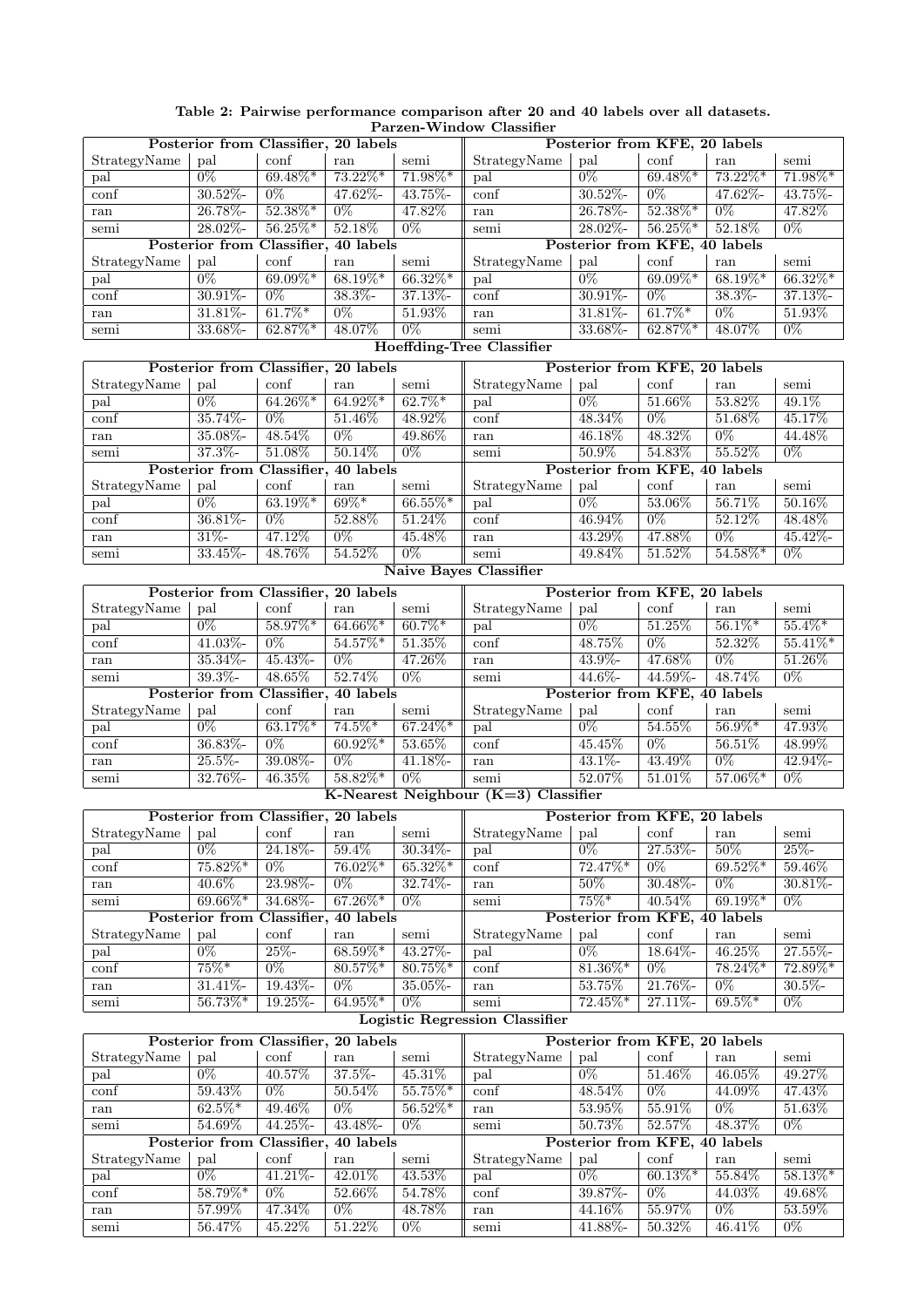**Table 2: Pairwise performance comparison after 20 and 40 labels over all datasets.**

**Parzen-Window Classifier**

| Posterior from Classifier, 20 labels | | | | | Posterior from KFE, 20 labels | | | | |
|---|---|---|---|---|---|---|---|---|---|
| StrategyName | pal | conf | ran | semi | StrategyName | pal | conf | ran | semi |
| pal | 0% | 69.48%* | 73.22%* | 71.98%* | pal | 0% | 69.48%* | 73.22%* | 71.98%* |
| conf | 30.52%- | 0% | 47.62%- | 43.75%- | conf | 30.52%- | 0% | 47.62%- | 43.75%- |
| ran | 26.78%- | 52.38%* | 0% | 47.82% | ran | 26.78%- | 52.38%* | 0% | 47.82% |
| semi | 28.02%- | 56.25%* | 52.18% | 0% | semi | 28.02%- | 56.25%* | 52.18% | 0% |

| Posterior from Classifier, 40 labels | | | | | Posterior from KFE, 40 labels | | | | |
|---|---|---|---|---|---|---|---|---|---|
| StrategyName | pal | conf | ran | semi | StrategyName | pal | conf | ran | semi |
| pal | 0% | 69.09%* | 68.19%* | 66.32%* | pal | 0% | 69.09%* | 68.19%* | 66.32%* |
| conf | 30.91%- | 0% | 38.3%- | 37.13%- | conf | 30.91%- | 0% | 38.3%- | 37.13%- |
| ran | 31.81%- | 61.7%* | 0% | 51.93% | ran | 31.81%- | 61.7%* | 0% | 51.93% |
| semi | 33.68%- | 62.87%* | 48.07% | 0% | semi | 33.68%- | 62.87%* | 48.07% | 0% |

**Hoeffding-Tree Classifier**

| Posterior from Classifier, 20 labels | | | | | Posterior from KFE, 20 labels | | | | |
|---|---|---|---|---|---|---|---|---|---|
| StrategyName | pal | conf | ran | semi | StrategyName | pal | conf | ran | semi |
| pal | 0% | 64.26%* | 64.92%* | 62.7%* | pal | 0% | 51.66% | 53.82% | 49.1% |
| conf | 35.74%- | 0% | 51.46% | 48.92% | conf | 48.34% | 0% | 51.68% | 45.17% |
| ran | 35.08%- | 48.54% | 0% | 49.86% | ran | 46.18% | 48.32% | 0% | 44.48% |
| semi | 37.3%- | 51.08% | 50.14% | 0% | semi | 50.9% | 54.83% | 55.52% | 0% |

| Posterior from Classifier, 40 labels | | | | | Posterior from KFE, 40 labels | | | | |
|---|---|---|---|---|---|---|---|---|---|
| StrategyName | pal | conf | ran | semi | StrategyName | pal | conf | ran | semi |
| pal | 0% | 63.19%* | 69%* | 66.55%* | pal | 0% | 53.06% | 56.71% | 50.16% |
| conf | 36.81%- | 0% | 52.88% | 51.24% | conf | 46.94% | 0% | 52.12% | 48.48% |
| ran | 31%- | 47.12% | 0% | 45.48% | ran | 43.29% | 47.88% | 0% | 45.42%- |
| semi | 33.45%- | 48.76% | 54.52% | 0% | semi | 49.84% | 51.52% | 54.58%* | 0% |

**Naive Bayes Classifier**

| Posterior from Classifier, 20 labels | | | | | Posterior from KFE, 20 labels | | | | |
|---|---|---|---|---|---|---|---|---|---|
| StrategyName | pal | conf | ran | semi | StrategyName | pal | conf | ran | semi |
| pal | 0% | 58.97%* | 64.66%* | 60.7%* | pal | 0% | 51.25% | 56.1%* | 55.4%* |
| conf | 41.03%- | 0% | 54.57%* | 51.35% | conf | 48.75% | 0% | 52.32% | 55.41%* |
| ran | 35.34%- | 45.43%- | 0% | 47.26% | ran | 43.9%- | 47.68% | 0% | 51.26% |
| semi | 39.3%- | 48.65% | 52.74% | 0% | semi | 44.6%- | 44.59%- | 48.74% | 0% |

| Posterior from Classifier, 40 labels | | | | | Posterior from KFE, 40 labels | | | | |
|---|---|---|---|---|---|---|---|---|---|
| StrategyName | pal | conf | ran | semi | StrategyName | pal | conf | ran | semi |
| pal | 0% | 63.17%* | 74.5%* | 67.24%* | pal | 0% | 54.55% | 56.9%* | 47.93% |
| conf | 36.83%- | 0% | 60.92%* | 53.65% | conf | 45.45% | 0% | 56.51% | 48.99% |
| ran | 25.5%- | 39.08%- | 0% | 41.18%- | ran | 43.1%- | 43.49% | 0% | 42.94%- |
| semi | 32.76%- | 46.35% | 58.82%* | 0% | semi | 52.07% | 51.01% | 57.06%* | 0% |

**K-Nearest Neighbour (K=3) Classifier**

| Posterior from Classifier, 20 labels | | | | | Posterior from KFE, 20 labels | | | | |
|---|---|---|---|---|---|---|---|---|---|
| StrategyName | pal | conf | ran | semi | StrategyName | pal | conf | ran | semi |
| pal | 0% | 24.18%- | 59.4% | 30.34%- | pal | 0% | 27.53%- | 50% | 25%- |
| conf | 75.82%* | 0% | 76.02%* | 65.32%* | conf | 72.47%* | 0% | 69.52%* | 59.46% |
| ran | 40.6% | 23.98%- | 0% | 32.74%- | ran | 50% | 30.48%- | 0% | 30.81%- |
| semi | 69.66%* | 34.68%- | 67.26%* | 0% | semi | 75%* | 40.54% | 69.19%* | 0% |

| Posterior from Classifier, 40 labels | | | | | Posterior from KFE, 40 labels | | | | |
|---|---|---|---|---|---|---|---|---|---|
| StrategyName | pal | conf | ran | semi | StrategyName | pal | conf | ran | semi |
| pal | 0% | 25%- | 68.59%* | 43.27%- | pal | 0% | 18.64%- | 46.25% | 27.55%- |
| conf | 75%* | 0% | 80.57%* | 80.75%* | conf | 81.36%* | 0% | 78.24%* | 72.89%* |
| ran | 31.41%- | 19.43%- | 0% | 35.05%- | ran | 53.75% | 21.76%- | 0% | 30.5%- |
| semi | 56.73%* | 19.25%- | 64.95%* | 0% | semi | 72.45%* | 27.11%- | 69.5%* | 0% |

**Logistic Regression Classifier**

| Posterior from Classifier, 20 labels | | | | | Posterior from KFE, 20 labels | | | | |
|---|---|---|---|---|---|---|---|---|---|
| StrategyName | pal | conf | ran | semi | StrategyName | pal | conf | ran | semi |
| pal | 0% | 40.57% | 37.5%- | 45.31% | pal | 0% | 51.46% | 46.05% | 49.27% |
| conf | 59.43% | 0% | 50.54% | 55.75%* | conf | 48.54% | 0% | 44.09% | 47.43% |
| ran | 62.5%* | 49.46% | 0% | 56.52%* | ran | 53.95% | 55.91% | 0% | 51.63% |
| semi | 54.69% | 44.25%- | 43.48%- | 0% | semi | 50.73% | 52.57% | 48.37% | 0% |

| Posterior from Classifier, 40 labels | | | | | Posterior from KFE, 40 labels | | | | |
|---|---|---|---|---|---|---|---|---|---|
| StrategyName | pal | conf | ran | semi | StrategyName | pal | conf | ran | semi |
| pal | 0% | 41.21%- | 42.01% | 43.53% | pal | 0% | 60.13%* | 55.84% | 58.13%* |
| conf | 58.79%* | 0% | 52.66% | 54.78% | conf | 39.87%- | 0% | 44.03% | 49.68% |
| ran | 57.99% | 47.34% | 0% | 48.78% | ran | 44.16% | 55.97% | 0% | 53.59% |
| semi | 56.47% | 45.22% | 51.22% | 0% | semi | 41.88%- | 50.32% | 46.41% | 0% |